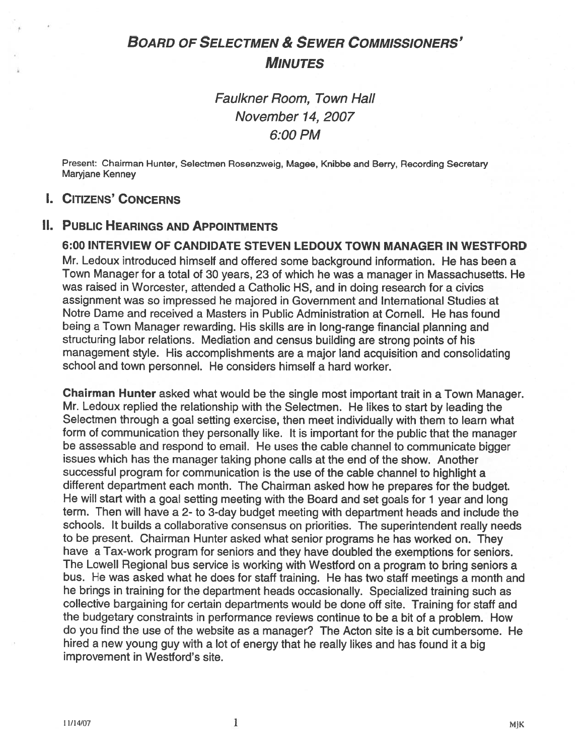# BOARD OF SELECTMEN & SEWER COMMISSIONERS' MINUTES

*Faulkner Room, Town Hall*
*November 14, 2007*
*6:00 PM*

Present: Chairman Hunter, Selectmen Rosenzweig, Magee, Knibbe and Berry, Recording Secretary Maryjane Kenney

## I. CITIZENS' CONCERNS

## II. PUBLIC HEARINGS AND APPOINTMENTS

### 6:00 INTERVIEW OF CANDIDATE STEVEN LEDOUX TOWN MANAGER IN WESTFORD

Mr. Ledoux introduced himself and offered some background information. He has been a Town Manager for a total of 30 years, 23 of which he was a manager in Massachusetts. He was raised in Worcester, attended a Catholic HS, and in doing research for a civics assignment was so impressed he majored in Government and International Studies at Notre Dame and received a Masters in Public Administration at Cornell. He has found being a Town Manager rewarding. His skills are in long-range financial planning and structuring labor relations. Mediation and census building are strong points of his management style. His accomplishments are a major land acquisition and consolidating school and town personnel. He considers himself a hard worker.

**Chairman Hunter** asked what would be the single most important trait in a Town Manager. Mr. Ledoux replied the relationship with the Selectmen. He likes to start by leading the Selectmen through a goal setting exercise, then meet individually with them to learn what form of communication they personally like. It is important for the public that the manager be assessable and respond to email. He uses the cable channel to communicate bigger issues which has the manager taking phone calls at the end of the show. Another successful program for communication is the use of the cable channel to highlight a different department each month. The Chairman asked how he prepares for the budget. He will start with a goal setting meeting with the Board and set goals for 1 year and long term. Then will have a 2- to 3-day budget meeting with department heads and include the schools. It builds a collaborative consensus on priorities. The superintendent really needs to be present. Chairman Hunter asked what senior programs he has worked on. They have a Tax-work program for seniors and they have doubled the exemptions for seniors. The Lowell Regional bus service is working with Westford on a program to bring seniors a bus. He was asked what he does for staff training. He has two staff meetings a month and he brings in training for the department heads occasionally. Specialized training such as collective bargaining for certain departments would be done off site. Training for staff and the budgetary constraints in performance reviews continue to be a bit of a problem. How do you find the use of the website as a manager? The Acton site is a bit cumbersome. He hired a new young guy with a lot of energy that he really likes and has found it a big improvement in Westford's site.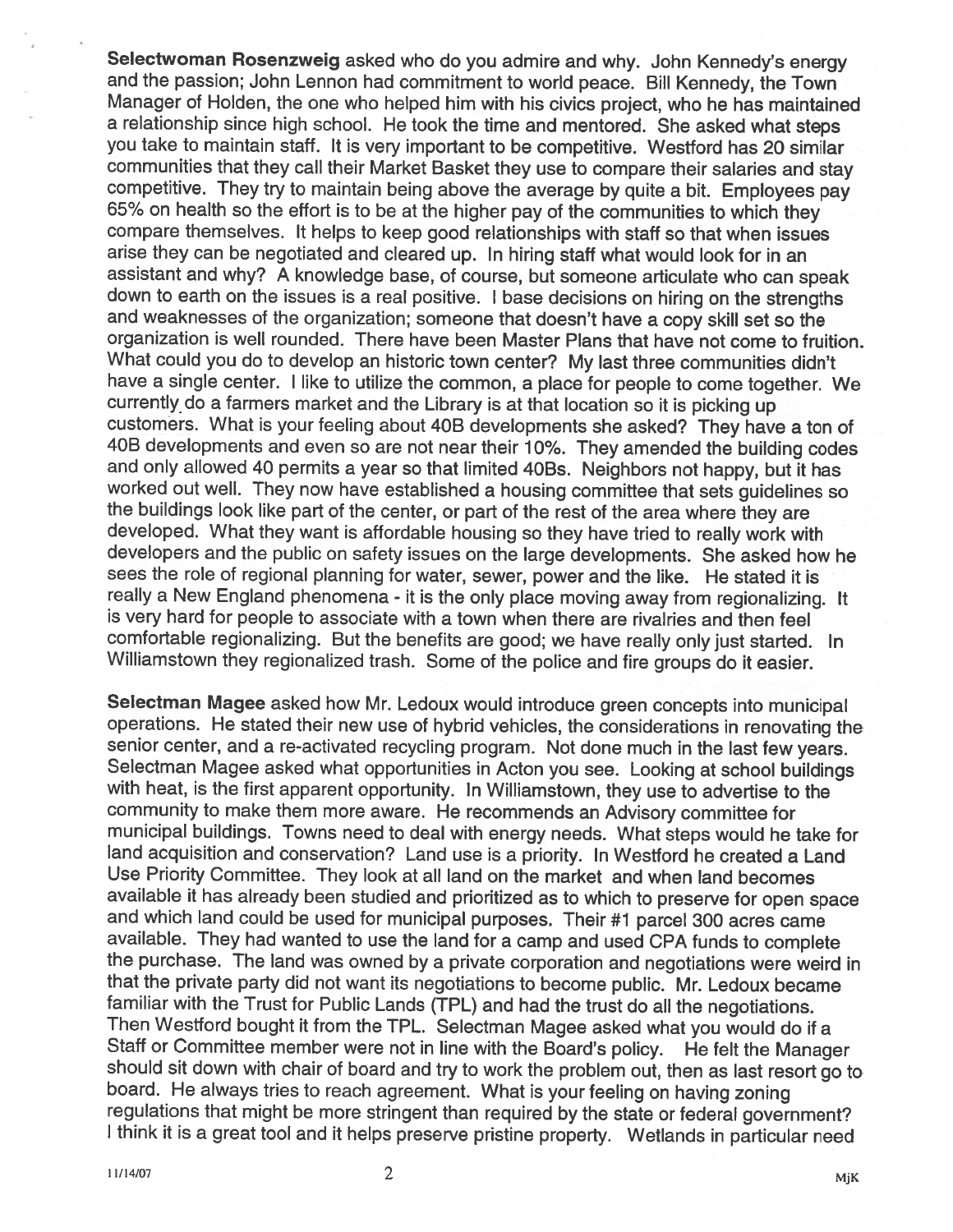**Selectwoman Rosenzweig** asked who do you admire and why. John Kennedy's energy and the passion; John Lennon had commitment to world peace. Bill Kennedy, the Town Manager of Holden, the one who helped him with his civics project, who he has maintained a relationship since high school. He took the time and mentored. She asked what steps you take to maintain staff. It is very important to be competitive. Westford has 20 similar communities that they call their Market Basket they use to compare their salaries and stay competitive. They try to maintain being above the average by quite a bit. Employees pay 65% on health so the effort is to be at the higher pay of the communities to which they compare themselves. It helps to keep good relationships with staff so that when issues arise they can be negotiated and cleared up. In hiring staff what would look for in an assistant and why? A knowledge base, of course, but someone articulate who can speak down to earth on the issues is a real positive. I base decisions on hiring on the strengths and weaknesses of the organization; someone that doesn't have a copy skill set so the organization is well rounded. There have been Master Plans that have not come to fruition. What could you do to develop an historic town center? My last three communities didn't have a single center. I like to utilize the common, a place for people to come together. We currently do a farmers market and the Library is at that location so it is picking up customers. What is your feeling about 40B developments she asked? They have a ton of 40B developments and even so are not near their 10%. They amended the building codes and only allowed 40 permits a year so that limited 40Bs. Neighbors not happy, but it has worked out well. They now have established a housing committee that sets guidelines so the buildings look like part of the center, or part of the rest of the area where they are developed. What they want is affordable housing so they have tried to really work with developers and the public on safety issues on the large developments. She asked how he sees the role of regional planning for water, sewer, power and the like. He stated it is really a New England phenomena - it is the only place moving away from regionalizing. It is very hard for people to associate with a town when there are rivalries and then feel comfortable regionalizing. But the benefits are good; we have really only just started. In Williamstown they regionalized trash. Some of the police and fire groups do it easier.

**Selectman Magee** asked how Mr. Ledoux would introduce green concepts into municipal operations. He stated their new use of hybrid vehicles, the considerations in renovating the senior center, and a re-activated recycling program. Not done much in the last few years. Selectman Magee asked what opportunities in Acton you see. Looking at school buildings with heat, is the first apparent opportunity. In Williamstown, they use to advertise to the community to make them more aware. He recommends an Advisory committee for municipal buildings. Towns need to deal with energy needs. What steps would he take for land acquisition and conservation? Land use is a priority. In Westford he created a Land Use Priority Committee. They look at all land on the market and when land becomes available it has already been studied and prioritized as to which to preserve for open space and which land could be used for municipal purposes. Their #1 parcel 300 acres came available. They had wanted to use the land for a camp and used CPA funds to complete the purchase. The land was owned by a private corporation and negotiations were weird in that the private party did not want its negotiations to become public. Mr. Ledoux became familiar with the Trust for Public Lands (TPL) and had the trust do all the negotiations. Then Westford bought it from the TPL. Selectman Magee asked what you would do if a Staff or Committee member were not in line with the Board's policy. He felt the Manager should sit down with chair of board and try to work the problem out, then as last resort go to board. He always tries to reach agreement. What is your feeling on having zoning regulations that might be more stringent than required by the state or federal government? I think it is a great tool and it helps preserve pristine property. Wetlands in particular need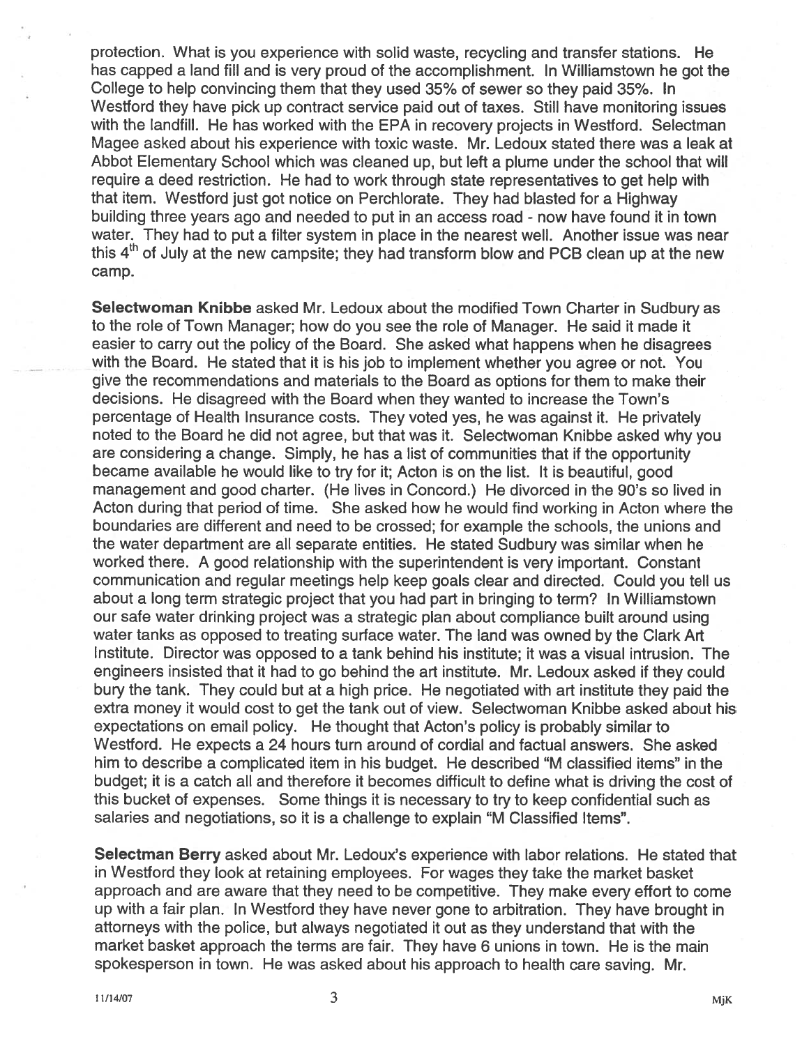protection. What is you experience with solid waste, recycling and transfer stations. He has capped a land fill and is very proud of the accomplishment. In Williamstown he got the College to help convincing them that they used 35% of sewer so they paid 35%. In Westford they have pick up contract service paid out of taxes. Still have monitoring issues with the landfill. He has worked with the EPA in recovery projects in Westford. Selectman Magee asked about his experience with toxic waste. Mr. Ledoux stated there was a leak at Abbot Elementary School which was cleaned up, but left a plume under the school that will require a deed restriction. He had to work through state representatives to get help with that item. Westford just got notice on Perchlorate. They had blasted for a Highway building three years ago and needed to put in an access road - now have found it in town water. They had to put a filter system in place in the nearest well. Another issue was near this 4th of July at the new campsite; they had transform blow and PCB clean up at the new camp.

**Selectwoman Knibbe** asked Mr. Ledoux about the modified Town Charter in Sudbury as to the role of Town Manager; how do you see the role of Manager. He said it made it easier to carry out the policy of the Board. She asked what happens when he disagrees with the Board. He stated that it is his job to implement whether you agree or not. You give the recommendations and materials to the Board as options for them to make their decisions. He disagreed with the Board when they wanted to increase the Town's percentage of Health Insurance costs. They voted yes, he was against it. He privately noted to the Board he did not agree, but that was it. Selectwoman Knibbe asked why you are considering a change. Simply, he has a list of communities that if the opportunity became available he would like to try for it; Acton is on the list. It is beautiful, good management and good charter. (He lives in Concord.) He divorced in the 90's so lived in Acton during that period of time. She asked how he would find working in Acton where the boundaries are different and need to be crossed; for example the schools, the unions and the water department are all separate entities. He stated Sudbury was similar when he worked there. A good relationship with the superintendent is very important. Constant communication and regular meetings help keep goals clear and directed. Could you tell us about a long term strategic project that you had part in bringing to term? In Williamstown our safe water drinking project was a strategic plan about compliance built around using water tanks as opposed to treating surface water. The land was owned by the Clark Art Institute. Director was opposed to a tank behind his institute; it was a visual intrusion. The engineers insisted that it had to go behind the art institute. Mr. Ledoux asked if they could bury the tank. They could but at a high price. He negotiated with art institute they paid the extra money it would cost to get the tank out of view. Selectwoman Knibbe asked about his expectations on email policy. He thought that Acton's policy is probably similar to Westford. He expects a 24 hours turn around of cordial and factual answers. She asked him to describe a complicated item in his budget. He described "M classified items" in the budget; it is a catch all and therefore it becomes difficult to define what is driving the cost of this bucket of expenses. Some things it is necessary to try to keep confidential such as salaries and negotiations, so it is a challenge to explain "M Classified Items".

**Selectman Berry** asked about Mr. Ledoux's experience with labor relations. He stated that in Westford they look at retaining employees. For wages they take the market basket approach and are aware that they need to be competitive. They make every effort to come up with a fair plan. In Westford they have never gone to arbitration. They have brought in attorneys with the police, but always negotiated it out as they understand that with the market basket approach the terms are fair. They have 6 unions in town. He is the main spokesperson in town. He was asked about his approach to health care saving. Mr.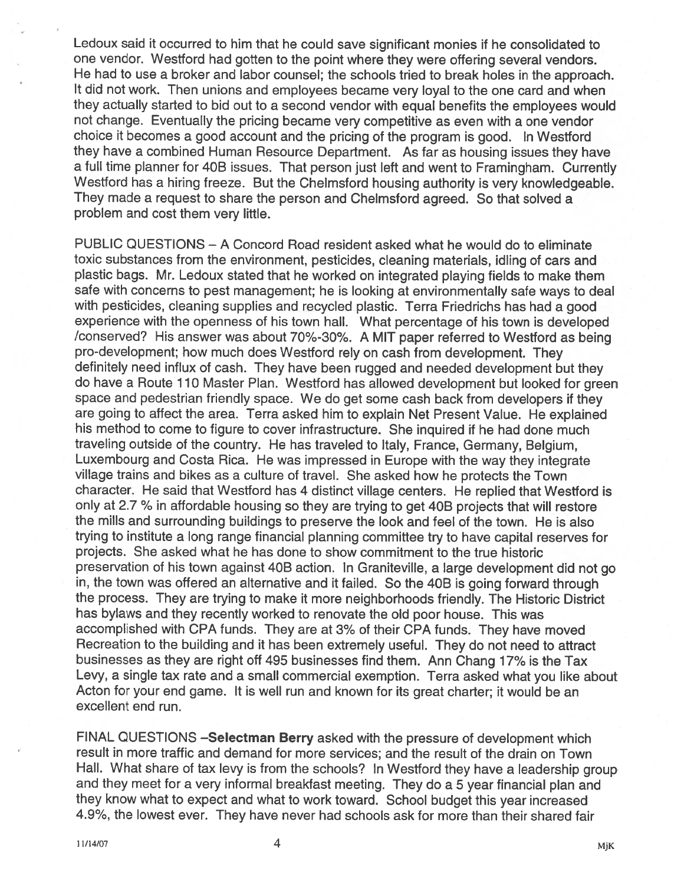Ledoux said it occurred to him that he could save significant monies if he consolidated to one vendor. Westford had gotten to the point where they were offering several vendors. He had to use a broker and labor counsel; the schools tried to break holes in the approach. It did not work. Then unions and employees became very loyal to the one card and when they actually started to bid out to a second vendor with equal benefits the employees would not change. Eventually the pricing became very competitive as even with a one vendor choice it becomes a good account and the pricing of the program is good. In Westford they have a combined Human Resource Department. As far as housing issues they have a full time planner for 40B issues. That person just left and went to Framingham. Currently Westford has a hiring freeze. But the Chelmsford housing authority is very knowledgeable. They made a request to share the person and Chelmsford agreed. So that solved a problem and cost them very little.

PUBLIC QUESTIONS – A Concord Road resident asked what he would do to eliminate toxic substances from the environment, pesticides, cleaning materials, idling of cars and plastic bags. Mr. Ledoux stated that he worked on integrated playing fields to make them safe with concerns to pest management; he is looking at environmentally safe ways to deal with pesticides, cleaning supplies and recycled plastic. Terra Friedrichs has had a good experience with the openness of his town hall. What percentage of his town is developed /conserved? His answer was about 70%-30%. A MIT paper referred to Westford as being pro-development; how much does Westford rely on cash from development. They definitely need influx of cash. They have been rugged and needed development but they do have a Route 110 Master Plan. Westford has allowed development but looked for green space and pedestrian friendly space. We do get some cash back from developers if they are going to affect the area. Terra asked him to explain Net Present Value. He explained his method to come to figure to cover infrastructure. She inquired if he had done much traveling outside of the country. He has traveled to Italy, France, Germany, Belgium, Luxembourg and Costa Rica. He was impressed in Europe with the way they integrate village trains and bikes as a culture of travel. She asked how he protects the Town character. He said that Westford has 4 distinct village centers. He replied that Westford is only at 2.7 % in affordable housing so they are trying to get 40B projects that will restore the mills and surrounding buildings to preserve the look and feel of the town. He is also trying to institute a long range financial planning committee try to have capital reserves for projects. She asked what he has done to show commitment to the true historic preservation of his town against 40B action. In Graniteville, a large development did not go in, the town was offered an alternative and it failed. So the 40B is going forward through the process. They are trying to make it more neighborhoods friendly. The Historic District has bylaws and they recently worked to renovate the old poor house. This was accomplished with CPA funds. They are at 3% of their CPA funds. They have moved Recreation to the building and it has been extremely useful. They do not need to attract businesses as they are right off 495 businesses find them. Ann Chang 17% is the Tax Levy, a single tax rate and a small commercial exemption. Terra asked what you like about Acton for your end game. It is well run and known for its great charter; it would be an excellent end run.

FINAL QUESTIONS –**Selectman Berry** asked with the pressure of development which result in more traffic and demand for more services; and the result of the drain on Town Hall. What share of tax levy is from the schools? In Westford they have a leadership group and they meet for a very informal breakfast meeting. They do a 5 year financial plan and they know what to expect and what to work toward. School budget this year increased 4.9%, the lowest ever. They have never had schools ask for more than their shared fair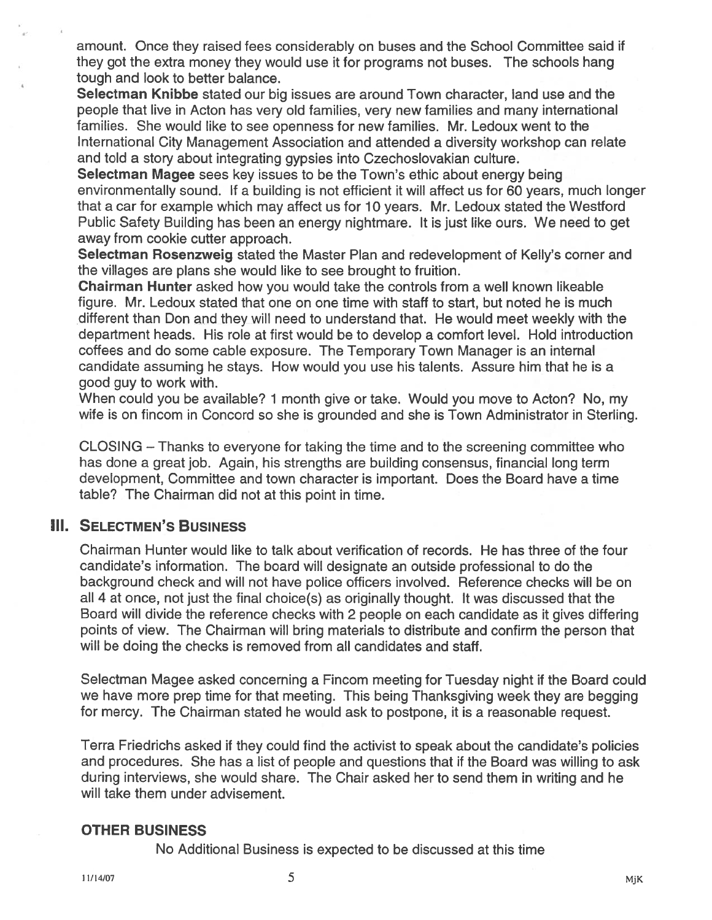amount. Once they raised fees considerably on buses and the School Committee said if they got the extra money they would use it for programs not buses. The schools hang tough and look to better balance.

**Selectman Knibbe** stated our big issues are around Town character, land use and the people that live in Acton has very old families, very new families and many international families. She would like to see openness for new families. Mr. Ledoux went to the International City Management Association and attended a diversity workshop can relate and told a story about integrating gypsies into Czechoslovakian culture.

**Selectman Magee** sees key issues to be the Town's ethic about energy being environmentally sound. If a building is not efficient it will affect us for 60 years, much longer that a car for example which may affect us for 10 years. Mr. Ledoux stated the Westford Public Safety Building has been an energy nightmare. It is just like ours. We need to get away from cookie cutter approach.

**Selectman Rosenzweig** stated the Master Plan and redevelopment of Kelly's corner and the villages are plans she would like to see brought to fruition.

**Chairman Hunter** asked how you would take the controls from a well known likeable figure. Mr. Ledoux stated that one on one time with staff to start, but noted he is much different than Don and they will need to understand that. He would meet weekly with the department heads. His role at first would be to develop a comfort level. Hold introduction coffees and do some cable exposure. The Temporary Town Manager is an internal candidate assuming he stays. How would you use his talents. Assure him that he is a good guy to work with.

When could you be available? 1 month give or take. Would you move to Acton? No, my wife is on fincom in Concord so she is grounded and she is Town Administrator in Sterling.

CLOSING – Thanks to everyone for taking the time and to the screening committee who has done a great job. Again, his strengths are building consensus, financial long term development, Committee and town character is important. Does the Board have a time table? The Chairman did not at this point in time.

## III. Selectmen's Business

Chairman Hunter would like to talk about verification of records. He has three of the four candidate's information. The board will designate an outside professional to do the background check and will not have police officers involved. Reference checks will be on all 4 at once, not just the final choice(s) as originally thought. It was discussed that the Board will divide the reference checks with 2 people on each candidate as it gives differing points of view. The Chairman will bring materials to distribute and confirm the person that will be doing the checks is removed from all candidates and staff.

Selectman Magee asked concerning a Fincom meeting for Tuesday night if the Board could we have more prep time for that meeting. This being Thanksgiving week they are begging for mercy. The Chairman stated he would ask to postpone, it is a reasonable request.

Terra Friedrichs asked if they could find the activist to speak about the candidate's policies and procedures. She has a list of people and questions that if the Board was willing to ask during interviews, she would share. The Chair asked her to send them in writing and he will take them under advisement.

### OTHER BUSINESS

No Additional Business is expected to be discussed at this time

11/14/07 MjK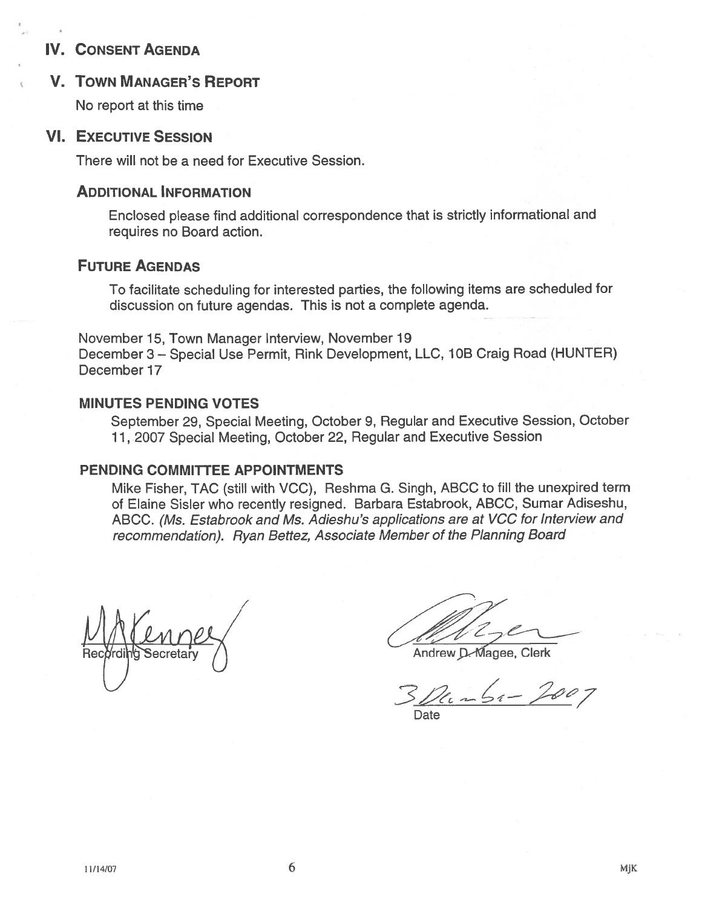## IV. Consent Agenda

## V. Town Manager's Report

No report at this time

## VI. Executive Session

There will not be a need for Executive Session.

### Additional Information

Enclosed please find additional correspondence that is strictly informational and requires no Board action.

### Future Agendas

To facilitate scheduling for interested parties, the following items are scheduled for discussion on future agendas. This is not a complete agenda.

November 15, Town Manager Interview, November 19
December 3 – Special Use Permit, Rink Development, LLC, 10B Craig Road (HUNTER)
December 17

### MINUTES PENDING VOTES

September 29, Special Meeting, October 9, Regular and Executive Session, October 11, 2007 Special Meeting, October 22, Regular and Executive Session

### PENDING COMMITTEE APPOINTMENTS

Mike Fisher, TAC (still with VCC), Reshma G. Singh, ABCC to fill the unexpired term of Elaine Sisler who recently resigned. Barbara Estabrook, ABCC, Sumar Adiseshu, ABCC. *(Ms. Estabrook and Ms. Adieshu's applications are at VCC for Interview and recommendation). Ryan Bettez, Associate Member of the Planning Board*

Recording Secretary

Andrew D. Magee, Clerk

3 Dec 2007
Date

11/14/07 MjK